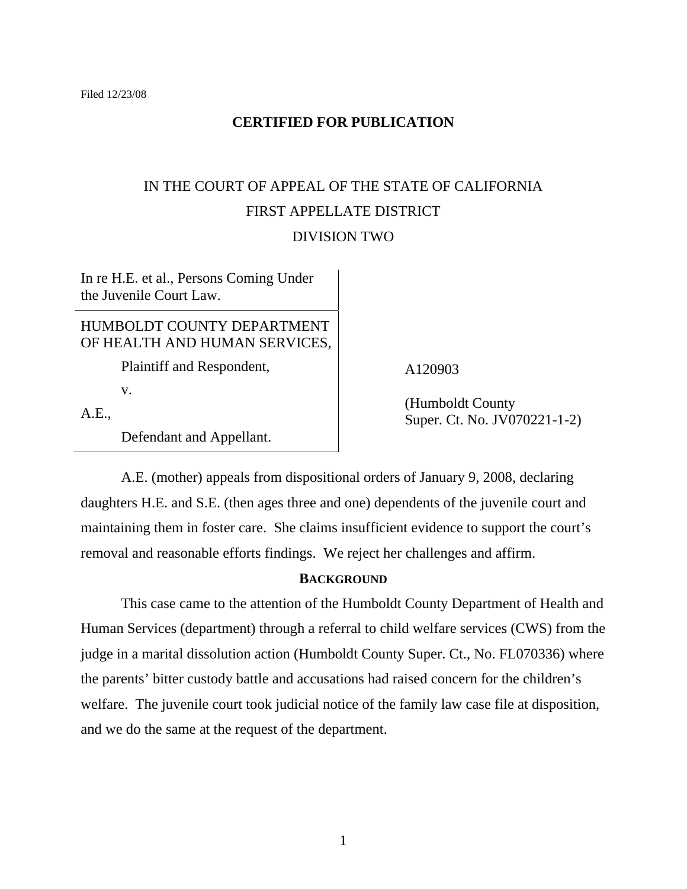Filed 12/23/08

**CERTIFIED FOR PUBLICATION**

IN THE COURT OF APPEAL OF THE STATE OF CALIFORNIA

FIRST APPELLATE DISTRICT

DIVISION TWO

| | |
|---|---|
| In re H.E. et al., Persons Coming Under the Juvenile Court Law. | |
| HUMBOLDT COUNTY DEPARTMENT OF HEALTH AND HUMAN SERVICES,<br>Plaintiff and Respondent,<br>v.<br>A.E.,<br>Defendant and Appellant. | A120903<br><br>(Humboldt County Super. Ct. No. JV070221-1-2) |

A.E. (mother) appeals from dispositional orders of January 9, 2008, declaring daughters H.E. and S.E. (then ages three and one) dependents of the juvenile court and maintaining them in foster care. She claims insufficient evidence to support the court's removal and reasonable efforts findings. We reject her challenges and affirm.

**BACKGROUND**

This case came to the attention of the Humboldt County Department of Health and Human Services (department) through a referral to child welfare services (CWS) from the judge in a marital dissolution action (Humboldt County Super. Ct., No. FL070336) where the parents' bitter custody battle and accusations had raised concern for the children's welfare. The juvenile court took judicial notice of the family law case file at disposition, and we do the same at the request of the department.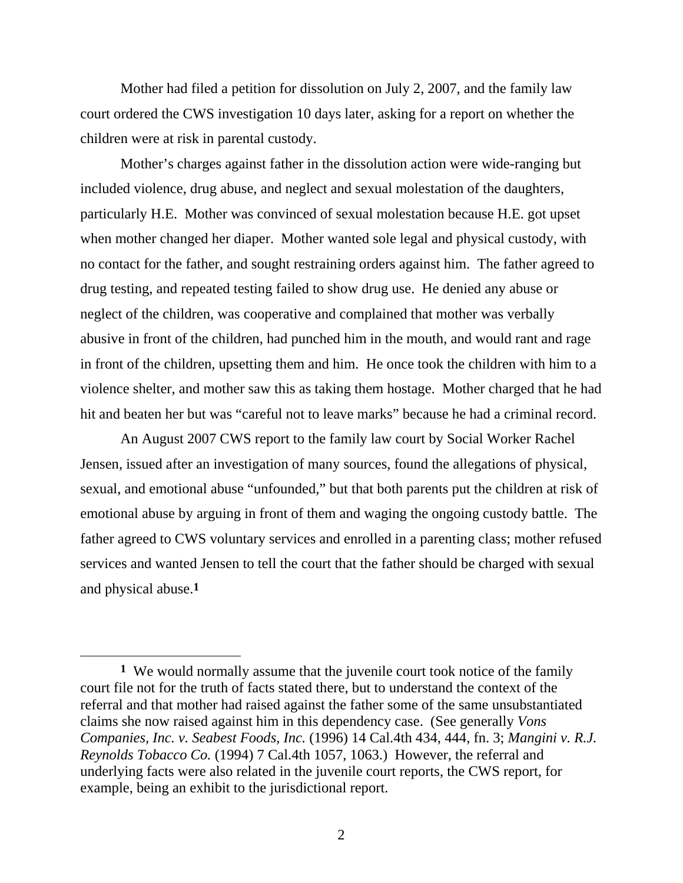Mother had filed a petition for dissolution on July 2, 2007, and the family law court ordered the CWS investigation 10 days later, asking for a report on whether the children were at risk in parental custody.

Mother's charges against father in the dissolution action were wide-ranging but included violence, drug abuse, and neglect and sexual molestation of the daughters, particularly H.E. Mother was convinced of sexual molestation because H.E. got upset when mother changed her diaper. Mother wanted sole legal and physical custody, with no contact for the father, and sought restraining orders against him. The father agreed to drug testing, and repeated testing failed to show drug use. He denied any abuse or neglect of the children, was cooperative and complained that mother was verbally abusive in front of the children, had punched him in the mouth, and would rant and rage in front of the children, upsetting them and him. He once took the children with him to a violence shelter, and mother saw this as taking them hostage. Mother charged that he had hit and beaten her but was "careful not to leave marks" because he had a criminal record.

An August 2007 CWS report to the family law court by Social Worker Rachel Jensen, issued after an investigation of many sources, found the allegations of physical, sexual, and emotional abuse "unfounded," but that both parents put the children at risk of emotional abuse by arguing in front of them and waging the ongoing custody battle. The father agreed to CWS voluntary services and enrolled in a parenting class; mother refused services and wanted Jensen to tell the court that the father should be charged with sexual and physical abuse.[1]

---

[1] We would normally assume that the juvenile court took notice of the family court file not for the truth of facts stated there, but to understand the context of the referral and that mother had raised against the father some of the same unsubstantiated claims she now raised against him in this dependency case. (See generally *Vons Companies, Inc. v. Seabest Foods, Inc.* (1996) 14 Cal.4th 434, 444, fn. 3; *Mangini v. R.J. Reynolds Tobacco Co.* (1994) 7 Cal.4th 1057, 1063.) However, the referral and underlying facts were also related in the juvenile court reports, the CWS report, for example, being an exhibit to the jurisdictional report.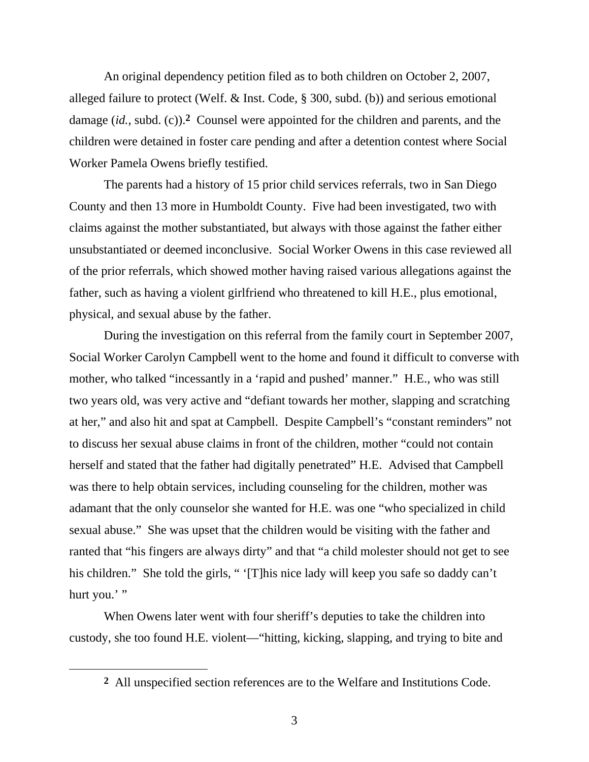An original dependency petition filed as to both children on October 2, 2007, alleged failure to protect (Welf. & Inst. Code, § 300, subd. (b)) and serious emotional damage (*id.*, subd. (c)).[2] Counsel were appointed for the children and parents, and the children were detained in foster care pending and after a detention contest where Social Worker Pamela Owens briefly testified.

The parents had a history of 15 prior child services referrals, two in San Diego County and then 13 more in Humboldt County. Five had been investigated, two with claims against the mother substantiated, but always with those against the father either unsubstantiated or deemed inconclusive. Social Worker Owens in this case reviewed all of the prior referrals, which showed mother having raised various allegations against the father, such as having a violent girlfriend who threatened to kill H.E., plus emotional, physical, and sexual abuse by the father.

During the investigation on this referral from the family court in September 2007, Social Worker Carolyn Campbell went to the home and found it difficult to converse with mother, who talked "incessantly in a 'rapid and pushed' manner." H.E., who was still two years old, was very active and "defiant towards her mother, slapping and scratching at her," and also hit and spat at Campbell. Despite Campbell's "constant reminders" not to discuss her sexual abuse claims in front of the children, mother "could not contain herself and stated that the father had digitally penetrated" H.E. Advised that Campbell was there to help obtain services, including counseling for the children, mother was adamant that the only counselor she wanted for H.E. was one "who specialized in child sexual abuse." She was upset that the children would be visiting with the father and ranted that "his fingers are always dirty" and that "a child molester should not get to see his children." She told the girls, " '[T]his nice lady will keep you safe so daddy can't hurt you.' "

When Owens later went with four sheriff's deputies to take the children into custody, she too found H.E. violent—"hitting, kicking, slapping, and trying to bite and

---

[2] All unspecified section references are to the Welfare and Institutions Code.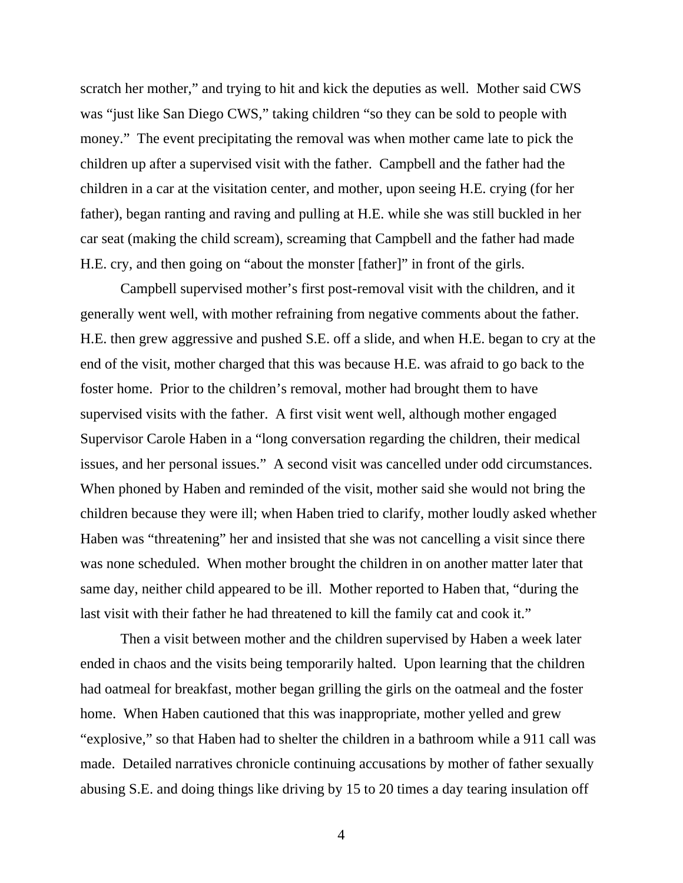scratch her mother," and trying to hit and kick the deputies as well. Mother said CWS was "just like San Diego CWS," taking children "so they can be sold to people with money." The event precipitating the removal was when mother came late to pick the children up after a supervised visit with the father. Campbell and the father had the children in a car at the visitation center, and mother, upon seeing H.E. crying (for her father), began ranting and raving and pulling at H.E. while she was still buckled in her car seat (making the child scream), screaming that Campbell and the father had made H.E. cry, and then going on "about the monster [father]" in front of the girls.

Campbell supervised mother's first post-removal visit with the children, and it generally went well, with mother refraining from negative comments about the father. H.E. then grew aggressive and pushed S.E. off a slide, and when H.E. began to cry at the end of the visit, mother charged that this was because H.E. was afraid to go back to the foster home. Prior to the children's removal, mother had brought them to have supervised visits with the father. A first visit went well, although mother engaged Supervisor Carole Haben in a "long conversation regarding the children, their medical issues, and her personal issues." A second visit was cancelled under odd circumstances. When phoned by Haben and reminded of the visit, mother said she would not bring the children because they were ill; when Haben tried to clarify, mother loudly asked whether Haben was "threatening" her and insisted that she was not cancelling a visit since there was none scheduled. When mother brought the children in on another matter later that same day, neither child appeared to be ill. Mother reported to Haben that, "during the last visit with their father he had threatened to kill the family cat and cook it."

Then a visit between mother and the children supervised by Haben a week later ended in chaos and the visits being temporarily halted. Upon learning that the children had oatmeal for breakfast, mother began grilling the girls on the oatmeal and the foster home. When Haben cautioned that this was inappropriate, mother yelled and grew "explosive," so that Haben had to shelter the children in a bathroom while a 911 call was made. Detailed narratives chronicle continuing accusations by mother of father sexually abusing S.E. and doing things like driving by 15 to 20 times a day tearing insulation off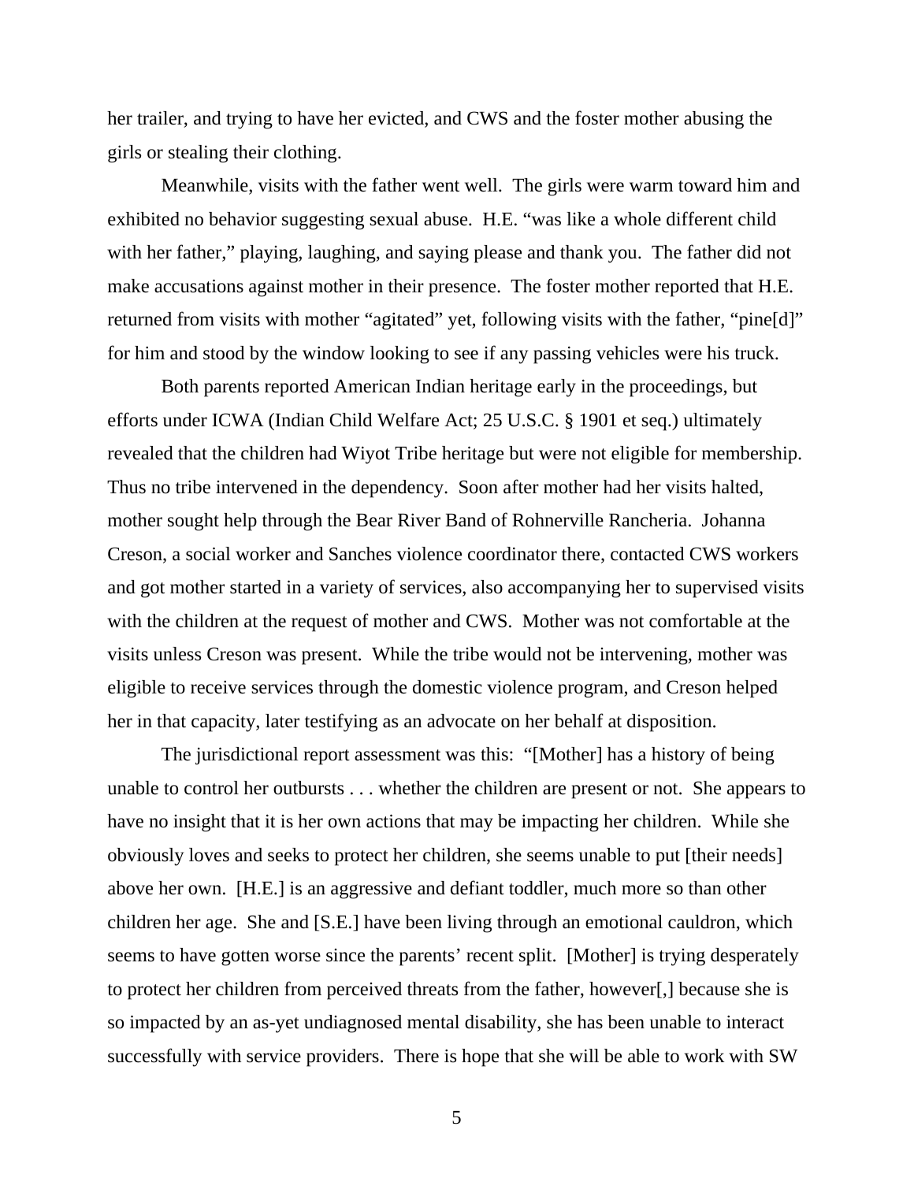her trailer, and trying to have her evicted, and CWS and the foster mother abusing the girls or stealing their clothing.

Meanwhile, visits with the father went well. The girls were warm toward him and exhibited no behavior suggesting sexual abuse. H.E. "was like a whole different child with her father," playing, laughing, and saying please and thank you. The father did not make accusations against mother in their presence. The foster mother reported that H.E. returned from visits with mother "agitated" yet, following visits with the father, "pine[d]" for him and stood by the window looking to see if any passing vehicles were his truck.

Both parents reported American Indian heritage early in the proceedings, but efforts under ICWA (Indian Child Welfare Act; 25 U.S.C. § 1901 et seq.) ultimately revealed that the children had Wiyot Tribe heritage but were not eligible for membership. Thus no tribe intervened in the dependency. Soon after mother had her visits halted, mother sought help through the Bear River Band of Rohnerville Rancheria. Johanna Creson, a social worker and Sanches violence coordinator there, contacted CWS workers and got mother started in a variety of services, also accompanying her to supervised visits with the children at the request of mother and CWS. Mother was not comfortable at the visits unless Creson was present. While the tribe would not be intervening, mother was eligible to receive services through the domestic violence program, and Creson helped her in that capacity, later testifying as an advocate on her behalf at disposition.

The jurisdictional report assessment was this: "[Mother] has a history of being unable to control her outbursts . . . whether the children are present or not. She appears to have no insight that it is her own actions that may be impacting her children. While she obviously loves and seeks to protect her children, she seems unable to put [their needs] above her own. [H.E.] is an aggressive and defiant toddler, much more so than other children her age. She and [S.E.] have been living through an emotional cauldron, which seems to have gotten worse since the parents' recent split. [Mother] is trying desperately to protect her children from perceived threats from the father, however[,] because she is so impacted by an as-yet undiagnosed mental disability, she has been unable to interact successfully with service providers. There is hope that she will be able to work with SW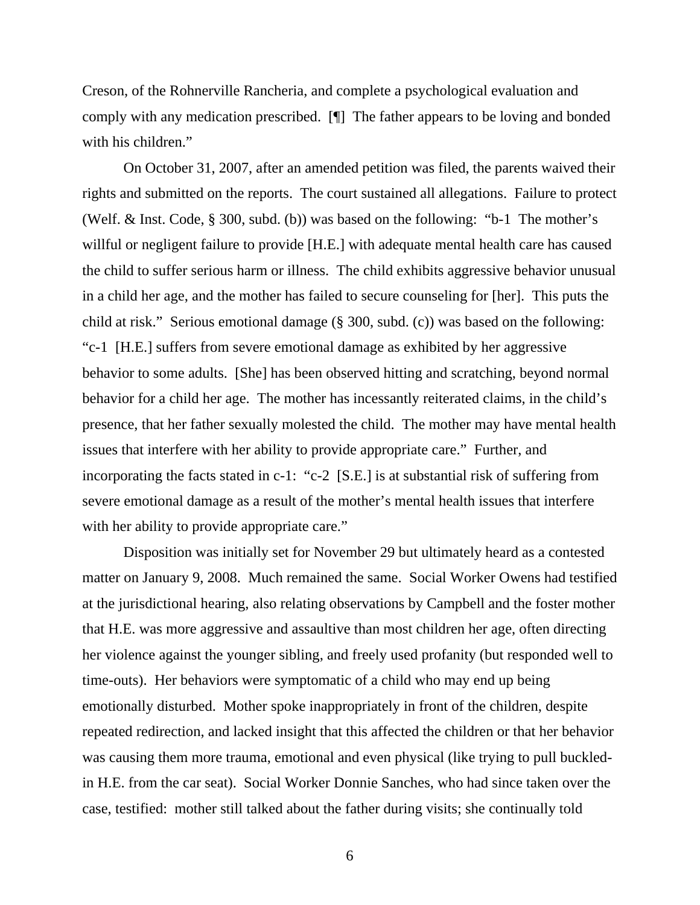Creson, of the Rohnerville Rancheria, and complete a psychological evaluation and comply with any medication prescribed. [¶] The father appears to be loving and bonded with his children."

On October 31, 2007, after an amended petition was filed, the parents waived their rights and submitted on the reports. The court sustained all allegations. Failure to protect (Welf. & Inst. Code, § 300, subd. (b)) was based on the following: "b-1 The mother's willful or negligent failure to provide [H.E.] with adequate mental health care has caused the child to suffer serious harm or illness. The child exhibits aggressive behavior unusual in a child her age, and the mother has failed to secure counseling for [her]. This puts the child at risk." Serious emotional damage (§ 300, subd. (c)) was based on the following: "c-1 [H.E.] suffers from severe emotional damage as exhibited by her aggressive behavior to some adults. [She] has been observed hitting and scratching, beyond normal behavior for a child her age. The mother has incessantly reiterated claims, in the child's presence, that her father sexually molested the child. The mother may have mental health issues that interfere with her ability to provide appropriate care." Further, and incorporating the facts stated in c-1: "c-2 [S.E.] is at substantial risk of suffering from severe emotional damage as a result of the mother's mental health issues that interfere with her ability to provide appropriate care."

Disposition was initially set for November 29 but ultimately heard as a contested matter on January 9, 2008. Much remained the same. Social Worker Owens had testified at the jurisdictional hearing, also relating observations by Campbell and the foster mother that H.E. was more aggressive and assaultive than most children her age, often directing her violence against the younger sibling, and freely used profanity (but responded well to time-outs). Her behaviors were symptomatic of a child who may end up being emotionally disturbed. Mother spoke inappropriately in front of the children, despite repeated redirection, and lacked insight that this affected the children or that her behavior was causing them more trauma, emotional and even physical (like trying to pull buckled-in H.E. from the car seat). Social Worker Donnie Sanches, who had since taken over the case, testified: mother still talked about the father during visits; she continually told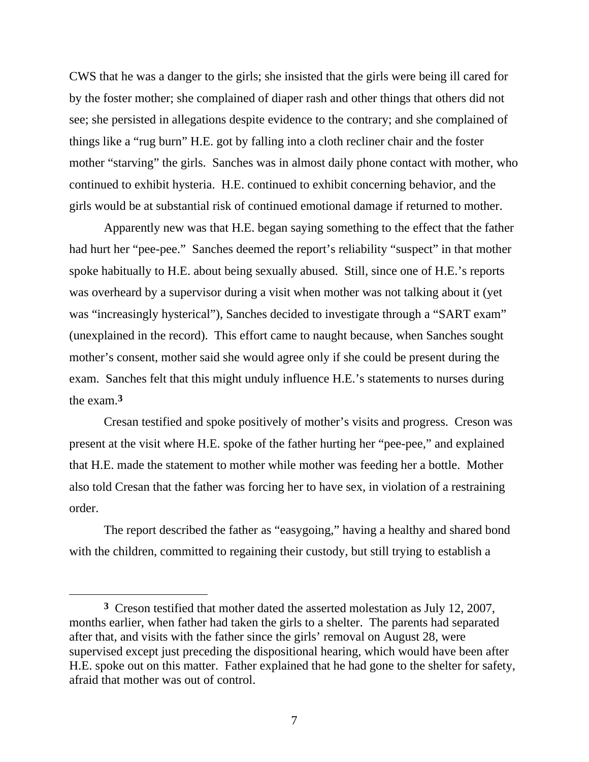CWS that he was a danger to the girls; she insisted that the girls were being ill cared for by the foster mother; she complained of diaper rash and other things that others did not see; she persisted in allegations despite evidence to the contrary; and she complained of things like a "rug burn" H.E. got by falling into a cloth recliner chair and the foster mother "starving" the girls. Sanches was in almost daily phone contact with mother, who continued to exhibit hysteria. H.E. continued to exhibit concerning behavior, and the girls would be at substantial risk of continued emotional damage if returned to mother.

Apparently new was that H.E. began saying something to the effect that the father had hurt her "pee-pee." Sanches deemed the report's reliability "suspect" in that mother spoke habitually to H.E. about being sexually abused. Still, since one of H.E.'s reports was overheard by a supervisor during a visit when mother was not talking about it (yet was "increasingly hysterical"), Sanches decided to investigate through a "SART exam" (unexplained in the record). This effort came to naught because, when Sanches sought mother's consent, mother said she would agree only if she could be present during the exam. Sanches felt that this might unduly influence H.E.'s statements to nurses during the exam.[3]

Cresan testified and spoke positively of mother's visits and progress. Creson was present at the visit where H.E. spoke of the father hurting her "pee-pee," and explained that H.E. made the statement to mother while mother was feeding her a bottle. Mother also told Cresan that the father was forcing her to have sex, in violation of a restraining order.

The report described the father as "easygoing," having a healthy and shared bond with the children, committed to regaining their custody, but still trying to establish a

---

[3] Creson testified that mother dated the asserted molestation as July 12, 2007, months earlier, when father had taken the girls to a shelter. The parents had separated after that, and visits with the father since the girls' removal on August 28, were supervised except just preceding the dispositional hearing, which would have been after H.E. spoke out on this matter. Father explained that he had gone to the shelter for safety, afraid that mother was out of control.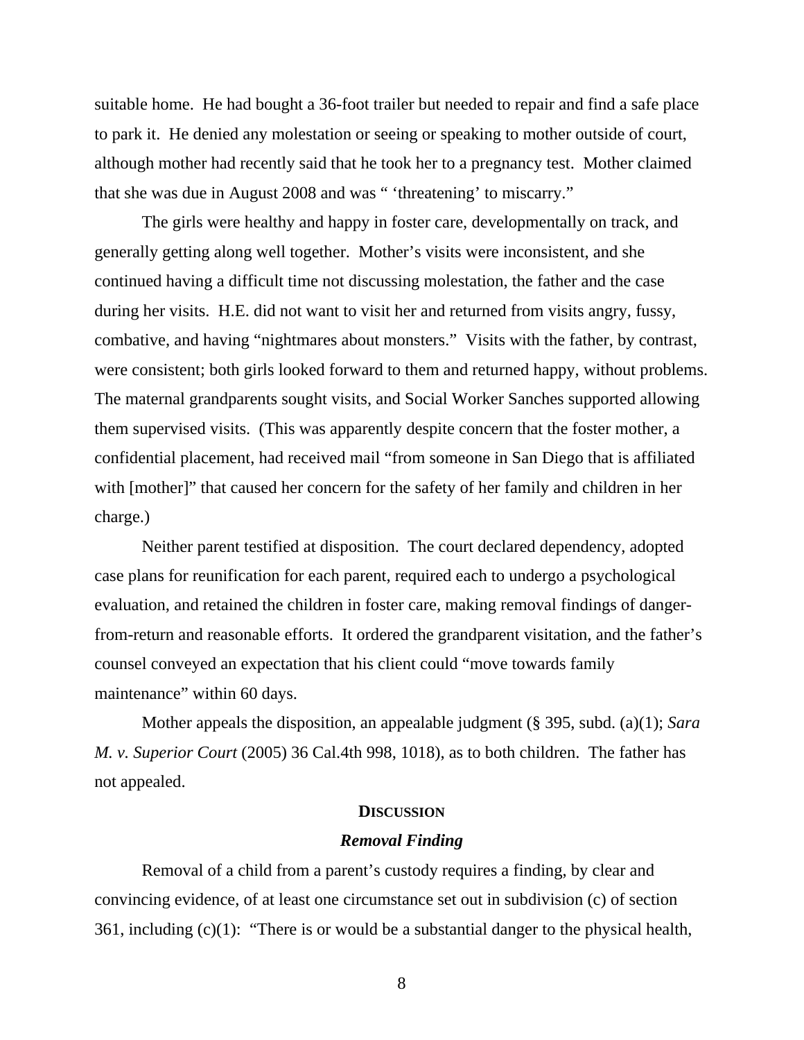suitable home. He had bought a 36-foot trailer but needed to repair and find a safe place to park it. He denied any molestation or seeing or speaking to mother outside of court, although mother had recently said that he took her to a pregnancy test. Mother claimed that she was due in August 2008 and was " 'threatening' to miscarry."

The girls were healthy and happy in foster care, developmentally on track, and generally getting along well together. Mother's visits were inconsistent, and she continued having a difficult time not discussing molestation, the father and the case during her visits. H.E. did not want to visit her and returned from visits angry, fussy, combative, and having "nightmares about monsters." Visits with the father, by contrast, were consistent; both girls looked forward to them and returned happy, without problems. The maternal grandparents sought visits, and Social Worker Sanches supported allowing them supervised visits. (This was apparently despite concern that the foster mother, a confidential placement, had received mail "from someone in San Diego that is affiliated with [mother]" that caused her concern for the safety of her family and children in her charge.)

Neither parent testified at disposition. The court declared dependency, adopted case plans for reunification for each parent, required each to undergo a psychological evaluation, and retained the children in foster care, making removal findings of danger-from-return and reasonable efforts. It ordered the grandparent visitation, and the father's counsel conveyed an expectation that his client could "move towards family maintenance" within 60 days.

Mother appeals the disposition, an appealable judgment (§ 395, subd. (a)(1); *Sara M. v. Superior Court* (2005) 36 Cal.4th 998, 1018), as to both children. The father has not appealed.

## DISCUSSION

### *Removal Finding*

Removal of a child from a parent's custody requires a finding, by clear and convincing evidence, of at least one circumstance set out in subdivision (c) of section 361, including (c)(1): "There is or would be a substantial danger to the physical health,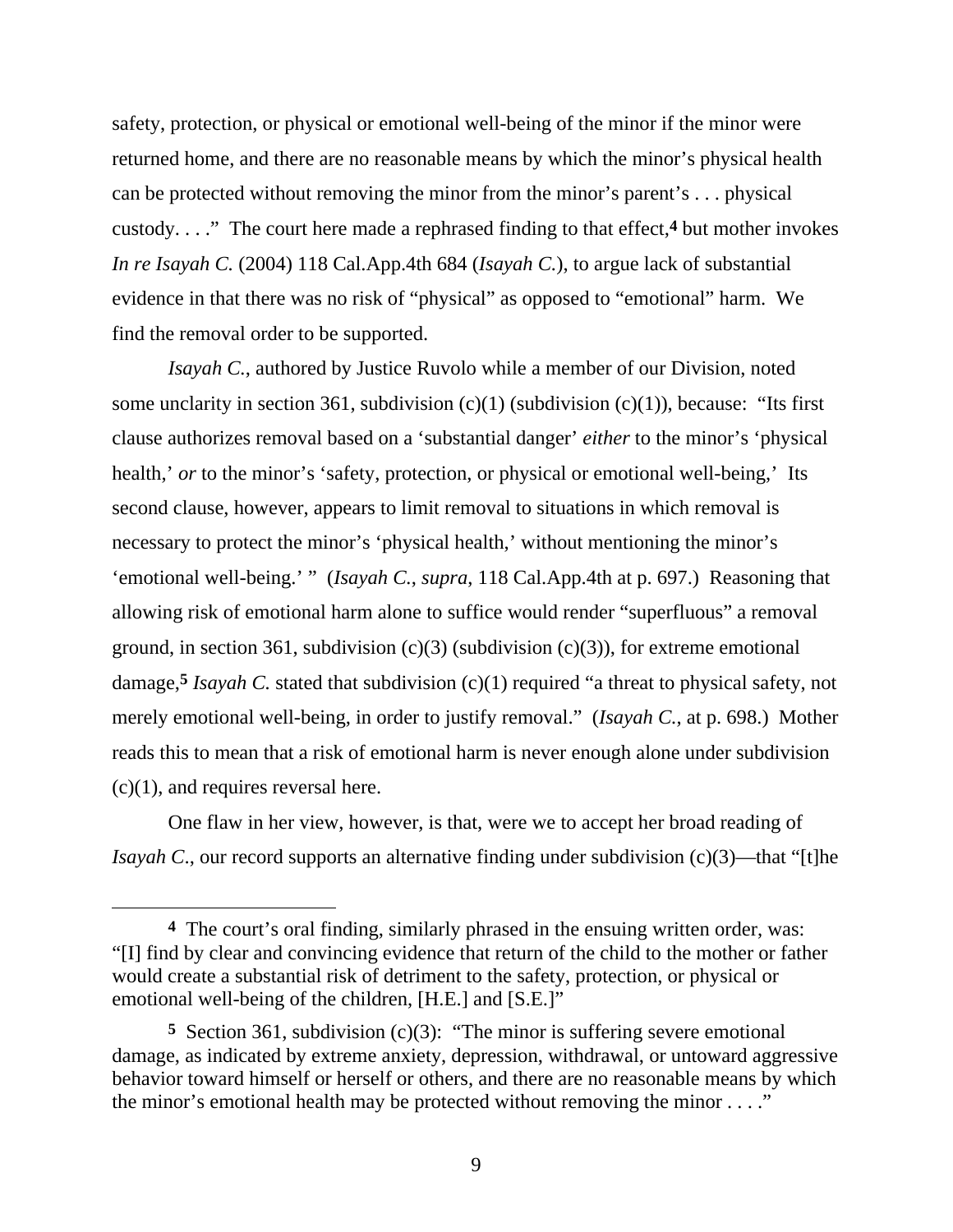safety, protection, or physical or emotional well-being of the minor if the minor were returned home, and there are no reasonable means by which the minor's physical health can be protected without removing the minor from the minor's parent's . . . physical custody. . . ." The court here made a rephrased finding to that effect,[4] but mother invokes *In re Isayah C.* (2004) 118 Cal.App.4th 684 (*Isayah C.*), to argue lack of substantial evidence in that there was no risk of "physical" as opposed to "emotional" harm. We find the removal order to be supported.

*Isayah C.*, authored by Justice Ruvolo while a member of our Division, noted some unclarity in section 361, subdivision (c)(1) (subdivision (c)(1)), because: "Its first clause authorizes removal based on a 'substantial danger' *either* to the minor's 'physical health,' *or* to the minor's 'safety, protection, or physical or emotional well-being,' Its second clause, however, appears to limit removal to situations in which removal is necessary to protect the minor's 'physical health,' without mentioning the minor's 'emotional well-being.' " (*Isayah C., supra*, 118 Cal.App.4th at p. 697.) Reasoning that allowing risk of emotional harm alone to suffice would render "superfluous" a removal ground, in section 361, subdivision (c)(3) (subdivision (c)(3)), for extreme emotional damage,[5] *Isayah C.* stated that subdivision (c)(1) required "a threat to physical safety, not merely emotional well-being, in order to justify removal." (*Isayah C.*, at p. 698.) Mother reads this to mean that a risk of emotional harm is never enough alone under subdivision (c)(1), and requires reversal here.

One flaw in her view, however, is that, were we to accept her broad reading of *Isayah C.*, our record supports an alternative finding under subdivision (c)(3)—that "[t]he

---

**4** The court's oral finding, similarly phrased in the ensuing written order, was: "[I] find by clear and convincing evidence that return of the child to the mother or father would create a substantial risk of detriment to the safety, protection, or physical or emotional well-being of the children, [H.E.] and [S.E.]"

**5** Section 361, subdivision (c)(3): "The minor is suffering severe emotional damage, as indicated by extreme anxiety, depression, withdrawal, or untoward aggressive behavior toward himself or herself or others, and there are no reasonable means by which the minor's emotional health may be protected without removing the minor . . . ."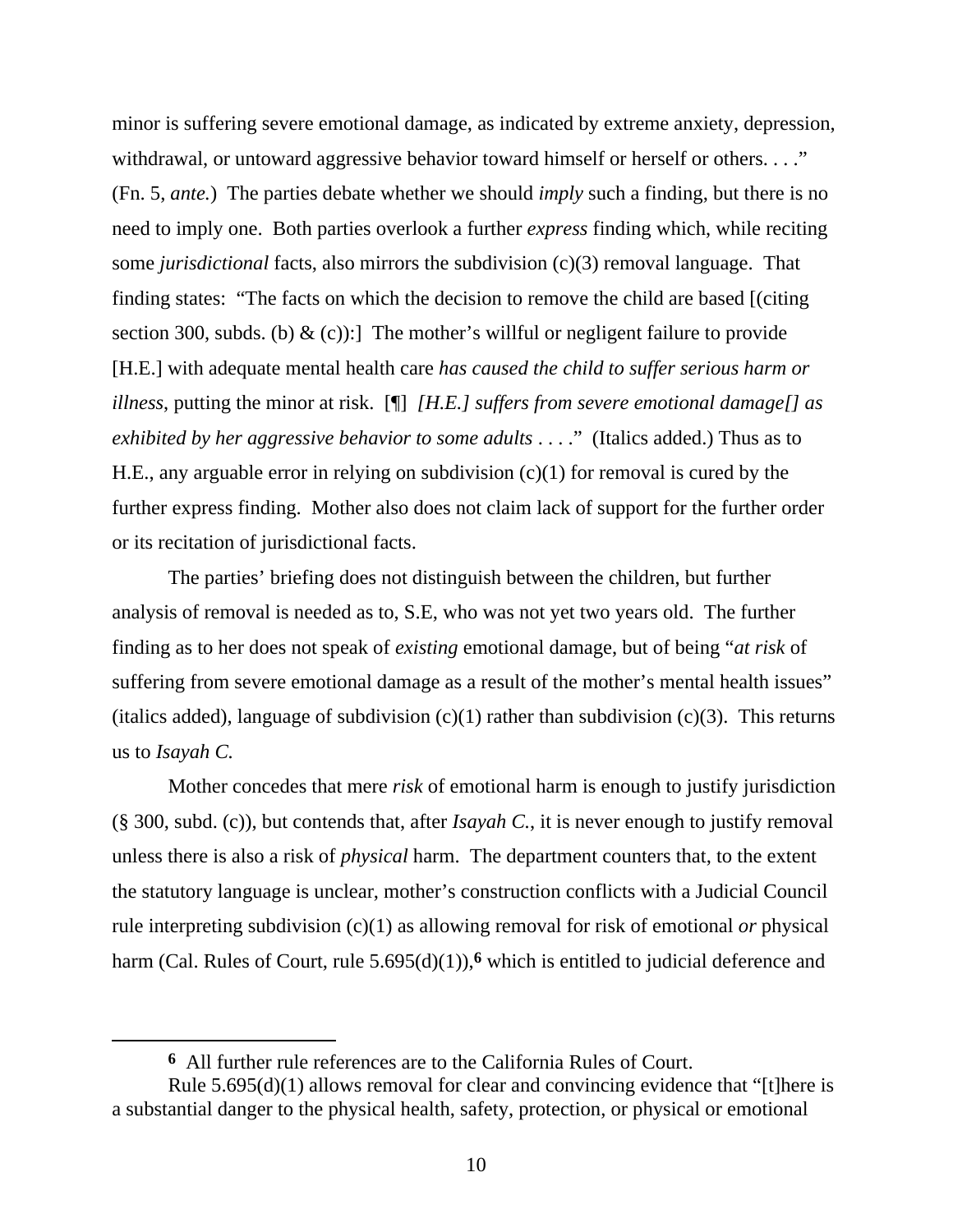minor is suffering severe emotional damage, as indicated by extreme anxiety, depression, withdrawal, or untoward aggressive behavior toward himself or herself or others. . . ." (Fn. 5, *ante.*) The parties debate whether we should *imply* such a finding, but there is no need to imply one. Both parties overlook a further *express* finding which, while reciting some *jurisdictional* facts, also mirrors the subdivision (c)(3) removal language. That finding states: "The facts on which the decision to remove the child are based [(citing section 300, subds. (b) & (c)):] The mother's willful or negligent failure to provide [H.E.] with adequate mental health care *has caused the child to suffer serious harm or illness*, putting the minor at risk. [¶] *[H.E.] suffers from severe emotional damage[] as exhibited by her aggressive behavior to some adults* . . . ." (Italics added.) Thus as to H.E., any arguable error in relying on subdivision (c)(1) for removal is cured by the further express finding. Mother also does not claim lack of support for the further order or its recitation of jurisdictional facts.

The parties' briefing does not distinguish between the children, but further analysis of removal is needed as to, S.E, who was not yet two years old. The further finding as to her does not speak of *existing* emotional damage, but of being "*at risk* of suffering from severe emotional damage as a result of the mother's mental health issues" (italics added), language of subdivision (c)(1) rather than subdivision (c)(3). This returns us to *Isayah C.*

Mother concedes that mere *risk* of emotional harm is enough to justify jurisdiction (§ 300, subd. (c)), but contends that, after *Isayah C.*, it is never enough to justify removal unless there is also a risk of *physical* harm. The department counters that, to the extent the statutory language is unclear, mother's construction conflicts with a Judicial Council rule interpreting subdivision (c)(1) as allowing removal for risk of emotional *or* physical harm (Cal. Rules of Court, rule 5.695(d)(1)),[6] which is entitled to judicial deference and

---

[6] All further rule references are to the California Rules of Court.

Rule 5.695(d)(1) allows removal for clear and convincing evidence that "[t]here is a substantial danger to the physical health, safety, protection, or physical or emotional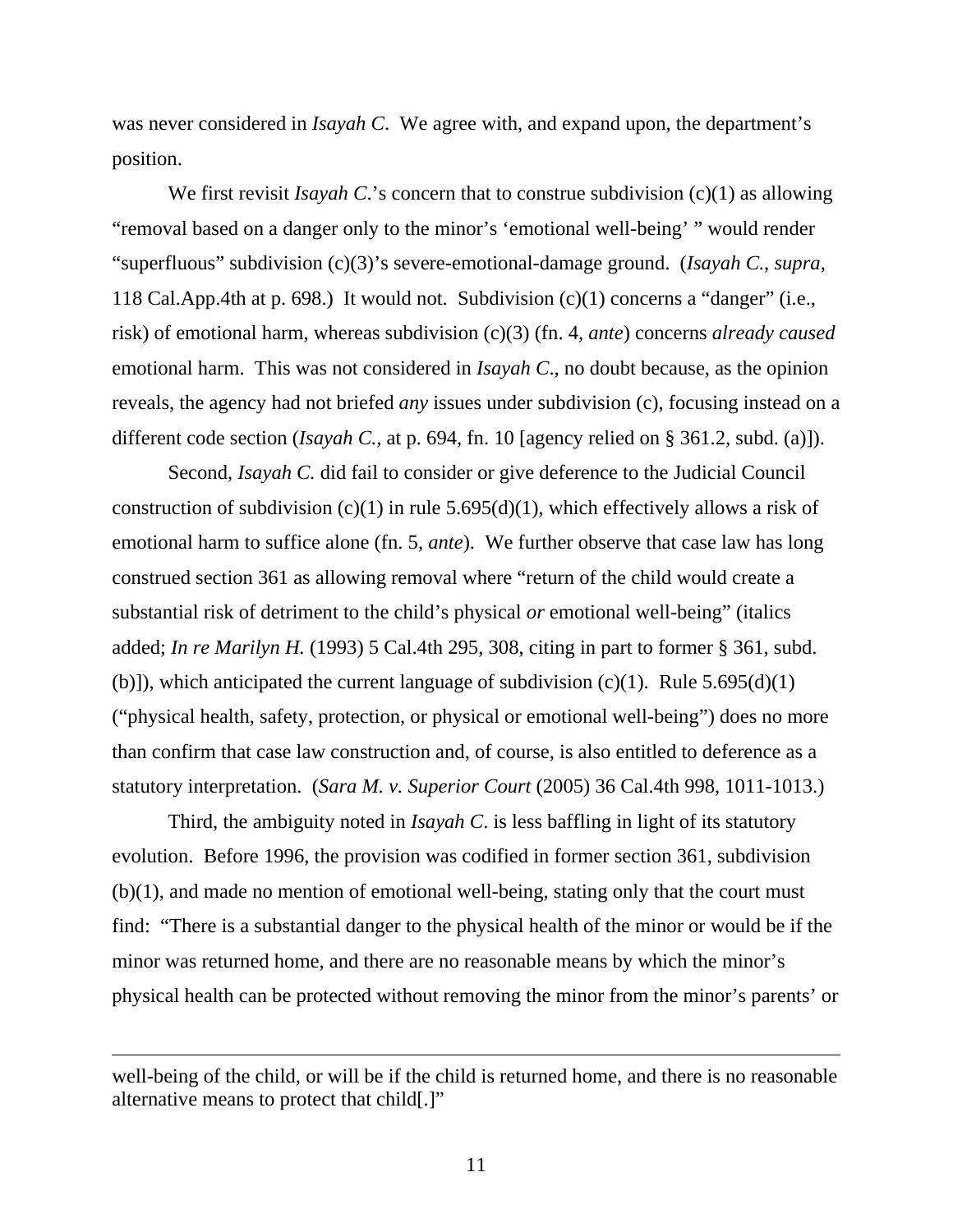was never considered in *Isayah C*. We agree with, and expand upon, the department's position.

We first revisit *Isayah C*.'s concern that to construe subdivision (c)(1) as allowing "removal based on a danger only to the minor's 'emotional well-being' " would render "superfluous" subdivision (c)(3)'s severe-emotional-damage ground. (*Isayah C.*, *supra*, 118 Cal.App.4th at p. 698.) It would not. Subdivision (c)(1) concerns a "danger" (i.e., risk) of emotional harm, whereas subdivision (c)(3) (fn. 4, *ante*) concerns *already caused* emotional harm. This was not considered in *Isayah C*., no doubt because, as the opinion reveals, the agency had not briefed *any* issues under subdivision (c), focusing instead on a different code section (*Isayah C.*, at p. 694, fn. 10 [agency relied on § 361.2, subd. (a)]).

Second, *Isayah C.* did fail to consider or give deference to the Judicial Council construction of subdivision (c)(1) in rule 5.695(d)(1), which effectively allows a risk of emotional harm to suffice alone (fn. 5, *ante*). We further observe that case law has long construed section 361 as allowing removal where "return of the child would create a substantial risk of detriment to the child's physical *or* emotional well-being" (italics added; *In re Marilyn H.* (1993) 5 Cal.4th 295, 308, citing in part to former § 361, subd. (b)]), which anticipated the current language of subdivision (c)(1). Rule 5.695(d)(1) ("physical health, safety, protection, or physical or emotional well-being") does no more than confirm that case law construction and, of course, is also entitled to deference as a statutory interpretation. (*Sara M. v. Superior Court* (2005) 36 Cal.4th 998, 1011-1013.)

Third, the ambiguity noted in *Isayah C.* is less baffling in light of its statutory evolution. Before 1996, the provision was codified in former section 361, subdivision (b)(1), and made no mention of emotional well-being, stating only that the court must find: "There is a substantial danger to the physical health of the minor or would be if the minor was returned home, and there are no reasonable means by which the minor's physical health can be protected without removing the minor from the minor's parents' or

---

well-being of the child, or will be if the child is returned home, and there is no reasonable alternative means to protect that child[.]"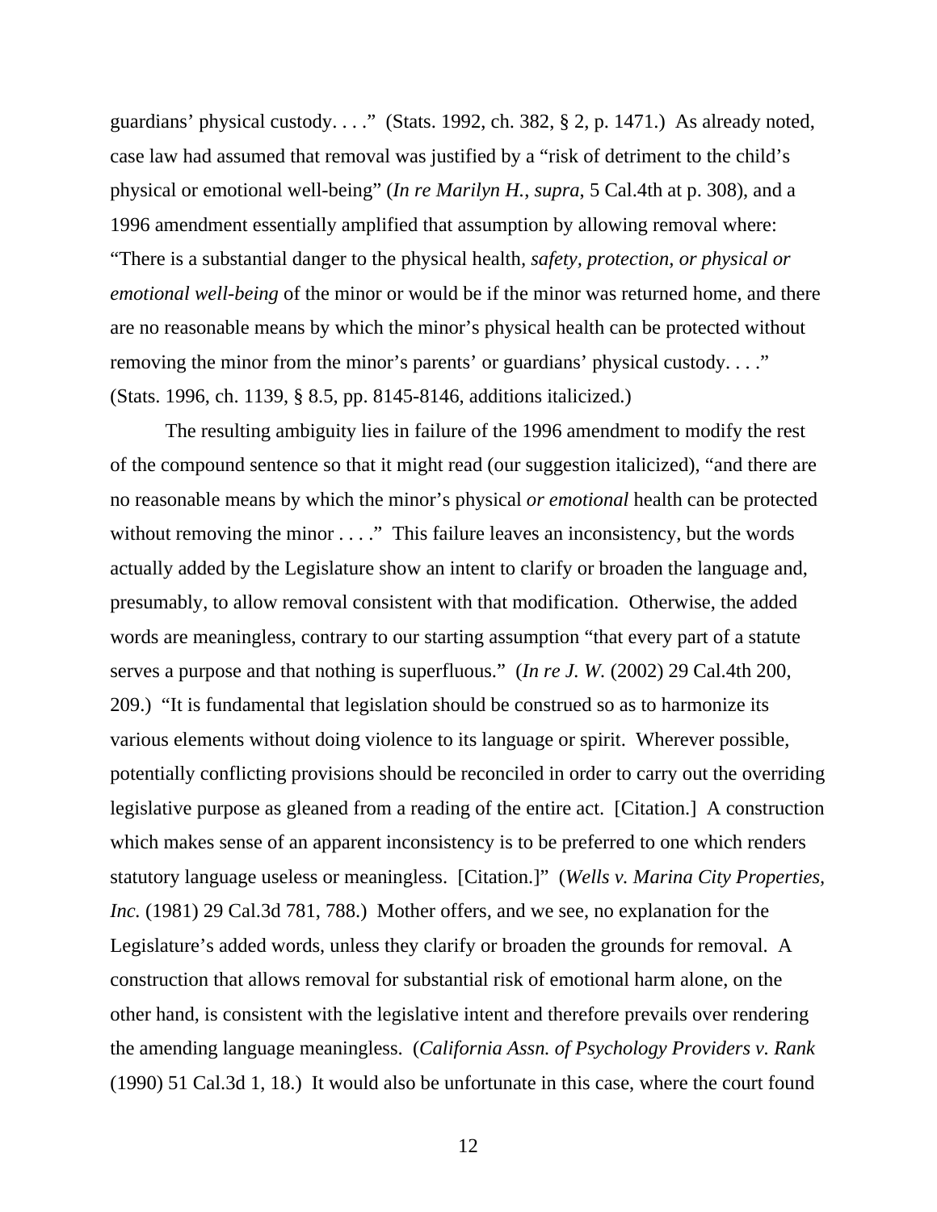guardians' physical custody. . . ." (Stats. 1992, ch. 382, § 2, p. 1471.) As already noted, case law had assumed that removal was justified by a "risk of detriment to the child's physical or emotional well-being" (*In re Marilyn H.*, *supra*, 5 Cal.4th at p. 308), and a 1996 amendment essentially amplified that assumption by allowing removal where: "There is a substantial danger to the physical health, *safety, protection, or physical or emotional well-being* of the minor or would be if the minor was returned home, and there are no reasonable means by which the minor's physical health can be protected without removing the minor from the minor's parents' or guardians' physical custody. . . ." (Stats. 1996, ch. 1139, § 8.5, pp. 8145-8146, additions italicized.)

The resulting ambiguity lies in failure of the 1996 amendment to modify the rest of the compound sentence so that it might read (our suggestion italicized), "and there are no reasonable means by which the minor's physical *or emotional* health can be protected without removing the minor . . . ." This failure leaves an inconsistency, but the words actually added by the Legislature show an intent to clarify or broaden the language and, presumably, to allow removal consistent with that modification. Otherwise, the added words are meaningless, contrary to our starting assumption "that every part of a statute serves a purpose and that nothing is superfluous." (*In re J. W.* (2002) 29 Cal.4th 200, 209.) "It is fundamental that legislation should be construed so as to harmonize its various elements without doing violence to its language or spirit. Wherever possible, potentially conflicting provisions should be reconciled in order to carry out the overriding legislative purpose as gleaned from a reading of the entire act. [Citation.] A construction which makes sense of an apparent inconsistency is to be preferred to one which renders statutory language useless or meaningless. [Citation.]" (*Wells v. Marina City Properties, Inc.* (1981) 29 Cal.3d 781, 788.) Mother offers, and we see, no explanation for the Legislature's added words, unless they clarify or broaden the grounds for removal. A construction that allows removal for substantial risk of emotional harm alone, on the other hand, is consistent with the legislative intent and therefore prevails over rendering the amending language meaningless. (*California Assn. of Psychology Providers v. Rank* (1990) 51 Cal.3d 1, 18.) It would also be unfortunate in this case, where the court found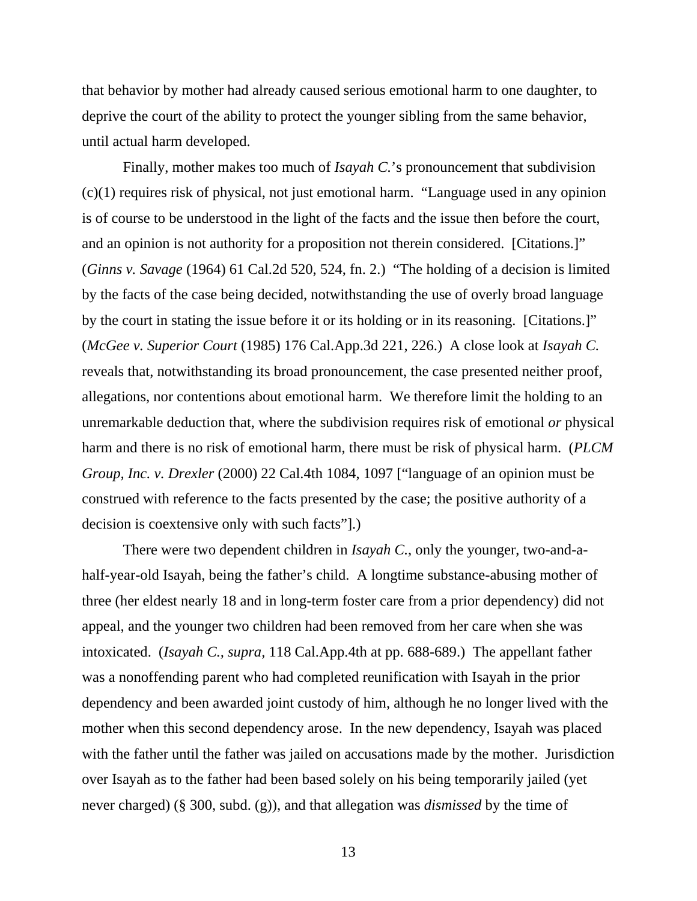that behavior by mother had already caused serious emotional harm to one daughter, to deprive the court of the ability to protect the younger sibling from the same behavior, until actual harm developed.

Finally, mother makes too much of *Isayah C.*'s pronouncement that subdivision (c)(1) requires risk of physical, not just emotional harm. "Language used in any opinion is of course to be understood in the light of the facts and the issue then before the court, and an opinion is not authority for a proposition not therein considered. [Citations.]" (*Ginns v. Savage* (1964) 61 Cal.2d 520, 524, fn. 2.) "The holding of a decision is limited by the facts of the case being decided, notwithstanding the use of overly broad language by the court in stating the issue before it or its holding or in its reasoning. [Citations.]" (*McGee v. Superior Court* (1985) 176 Cal.App.3d 221, 226.) A close look at *Isayah C.* reveals that, notwithstanding its broad pronouncement, the case presented neither proof, allegations, nor contentions about emotional harm. We therefore limit the holding to an unremarkable deduction that, where the subdivision requires risk of emotional *or* physical harm and there is no risk of emotional harm, there must be risk of physical harm. (*PLCM Group, Inc. v. Drexler* (2000) 22 Cal.4th 1084, 1097 ["language of an opinion must be construed with reference to the facts presented by the case; the positive authority of a decision is coextensive only with such facts"].)

There were two dependent children in *Isayah C.*, only the younger, two-and-a-half-year-old Isayah, being the father's child. A longtime substance-abusing mother of three (her eldest nearly 18 and in long-term foster care from a prior dependency) did not appeal, and the younger two children had been removed from her care when she was intoxicated. (*Isayah C., supra,* 118 Cal.App.4th at pp. 688-689.) The appellant father was a nonoffending parent who had completed reunification with Isayah in the prior dependency and been awarded joint custody of him, although he no longer lived with the mother when this second dependency arose. In the new dependency, Isayah was placed with the father until the father was jailed on accusations made by the mother. Jurisdiction over Isayah as to the father had been based solely on his being temporarily jailed (yet never charged) (§ 300, subd. (g)), and that allegation was *dismissed* by the time of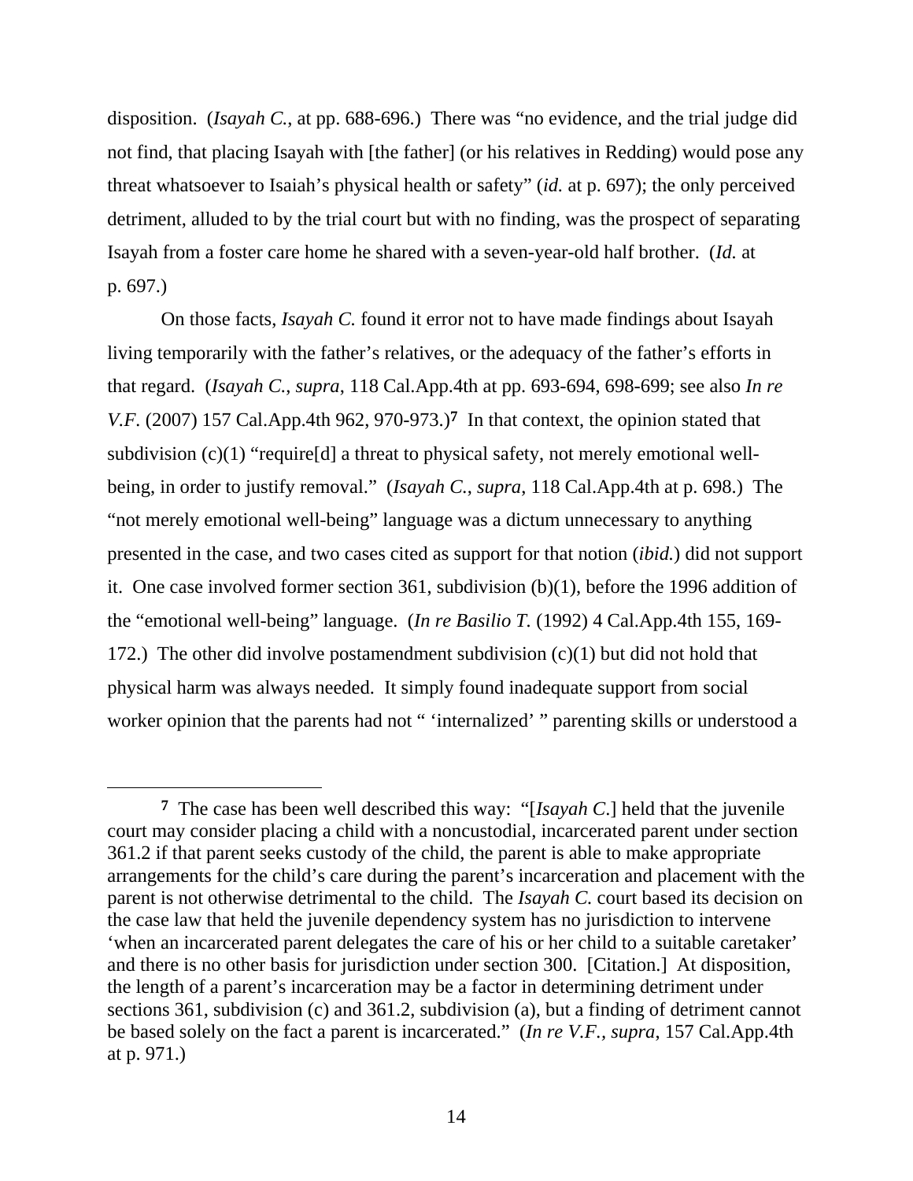disposition. (*Isayah C.*, at pp. 688-696.) There was "no evidence, and the trial judge did not find, that placing Isayah with [the father] (or his relatives in Redding) would pose any threat whatsoever to Isaiah's physical health or safety" (*id.* at p. 697); the only perceived detriment, alluded to by the trial court but with no finding, was the prospect of separating Isayah from a foster care home he shared with a seven-year-old half brother. (*Id.* at p. 697.)

On those facts, *Isayah C.* found it error not to have made findings about Isayah living temporarily with the father's relatives, or the adequacy of the father's efforts in that regard. (*Isayah C.*, *supra*, 118 Cal.App.4th at pp. 693-694, 698-699; see also *In re V.F.* (2007) 157 Cal.App.4th 962, 970-973.)**7** In that context, the opinion stated that subdivision (c)(1) "require[d] a threat to physical safety, not merely emotional well-being, in order to justify removal." (*Isayah C.*, *supra*, 118 Cal.App.4th at p. 698.) The "not merely emotional well-being" language was a dictum unnecessary to anything presented in the case, and two cases cited as support for that notion (*ibid.*) did not support it. One case involved former section 361, subdivision (b)(1), before the 1996 addition of the "emotional well-being" language. (*In re Basilio T.* (1992) 4 Cal.App.4th 155, 169-172.) The other did involve postamendment subdivision (c)(1) but did not hold that physical harm was always needed. It simply found inadequate support from social worker opinion that the parents had not " 'internalized' " parenting skills or understood a

---

**7** The case has been well described this way: "[*Isayah C.*] held that the juvenile court may consider placing a child with a noncustodial, incarcerated parent under section 361.2 if that parent seeks custody of the child, the parent is able to make appropriate arrangements for the child's care during the parent's incarceration and placement with the parent is not otherwise detrimental to the child. The *Isayah C.* court based its decision on the case law that held the juvenile dependency system has no jurisdiction to intervene 'when an incarcerated parent delegates the care of his or her child to a suitable caretaker' and there is no other basis for jurisdiction under section 300. [Citation.] At disposition, the length of a parent's incarceration may be a factor in determining detriment under sections 361, subdivision (c) and 361.2, subdivision (a), but a finding of detriment cannot be based solely on the fact a parent is incarcerated." (*In re V.F.*, *supra*, 157 Cal.App.4th at p. 971.)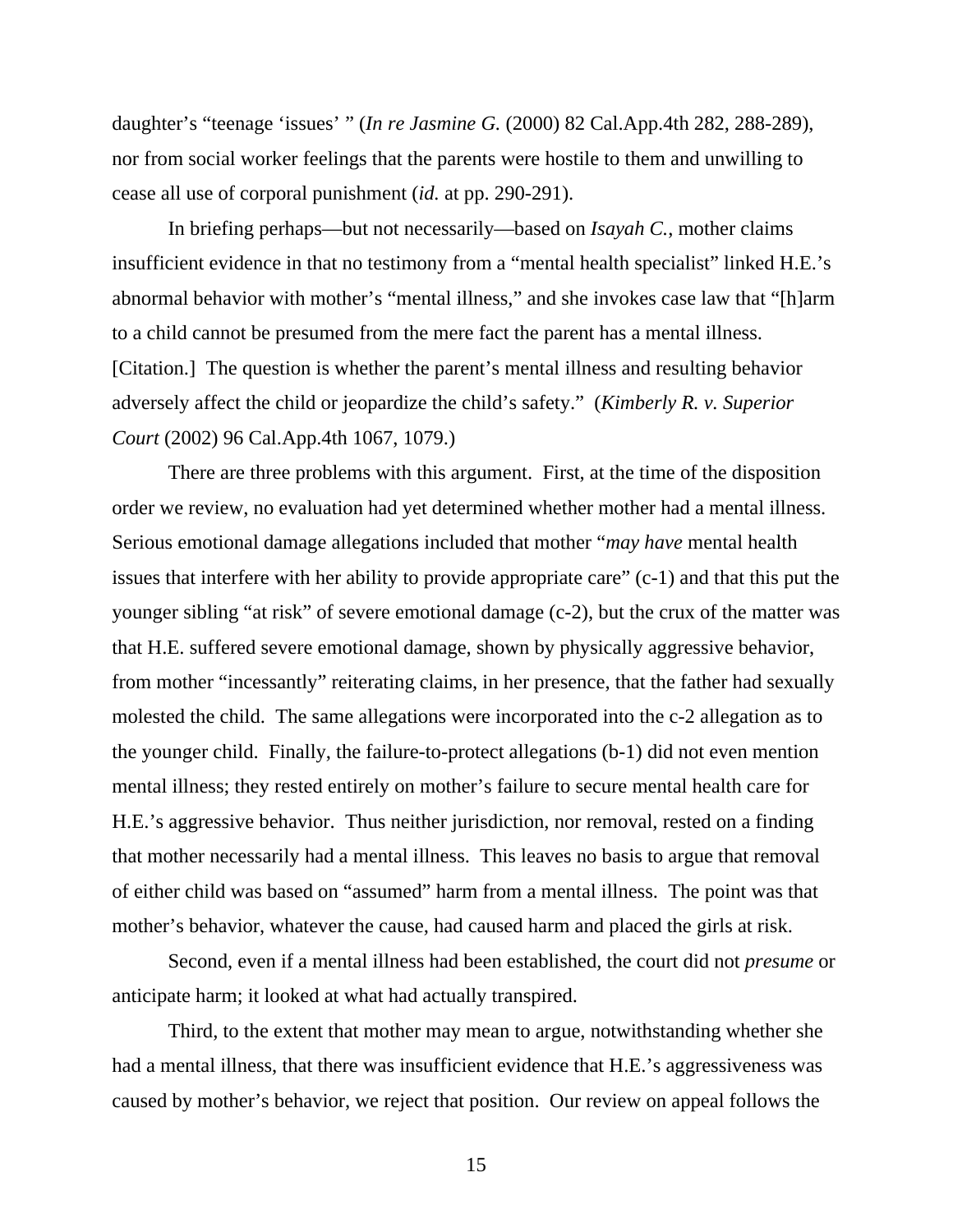daughter's "teenage 'issues' " (*In re Jasmine G.* (2000) 82 Cal.App.4th 282, 288-289), nor from social worker feelings that the parents were hostile to them and unwilling to cease all use of corporal punishment (*id.* at pp. 290-291).

In briefing perhaps—but not necessarily—based on *Isayah C.*, mother claims insufficient evidence in that no testimony from a "mental health specialist" linked H.E.'s abnormal behavior with mother's "mental illness," and she invokes case law that "[h]arm to a child cannot be presumed from the mere fact the parent has a mental illness. [Citation.] The question is whether the parent's mental illness and resulting behavior adversely affect the child or jeopardize the child's safety." (*Kimberly R. v. Superior Court* (2002) 96 Cal.App.4th 1067, 1079.)

There are three problems with this argument. First, at the time of the disposition order we review, no evaluation had yet determined whether mother had a mental illness. Serious emotional damage allegations included that mother "*may have* mental health issues that interfere with her ability to provide appropriate care" (c-1) and that this put the younger sibling "at risk" of severe emotional damage (c-2), but the crux of the matter was that H.E. suffered severe emotional damage, shown by physically aggressive behavior, from mother "incessantly" reiterating claims, in her presence, that the father had sexually molested the child. The same allegations were incorporated into the c-2 allegation as to the younger child. Finally, the failure-to-protect allegations (b-1) did not even mention mental illness; they rested entirely on mother's failure to secure mental health care for H.E.'s aggressive behavior. Thus neither jurisdiction, nor removal, rested on a finding that mother necessarily had a mental illness. This leaves no basis to argue that removal of either child was based on "assumed" harm from a mental illness. The point was that mother's behavior, whatever the cause, had caused harm and placed the girls at risk.

Second, even if a mental illness had been established, the court did not *presume* or anticipate harm; it looked at what had actually transpired.

Third, to the extent that mother may mean to argue, notwithstanding whether she had a mental illness, that there was insufficient evidence that H.E.'s aggressiveness was caused by mother's behavior, we reject that position. Our review on appeal follows the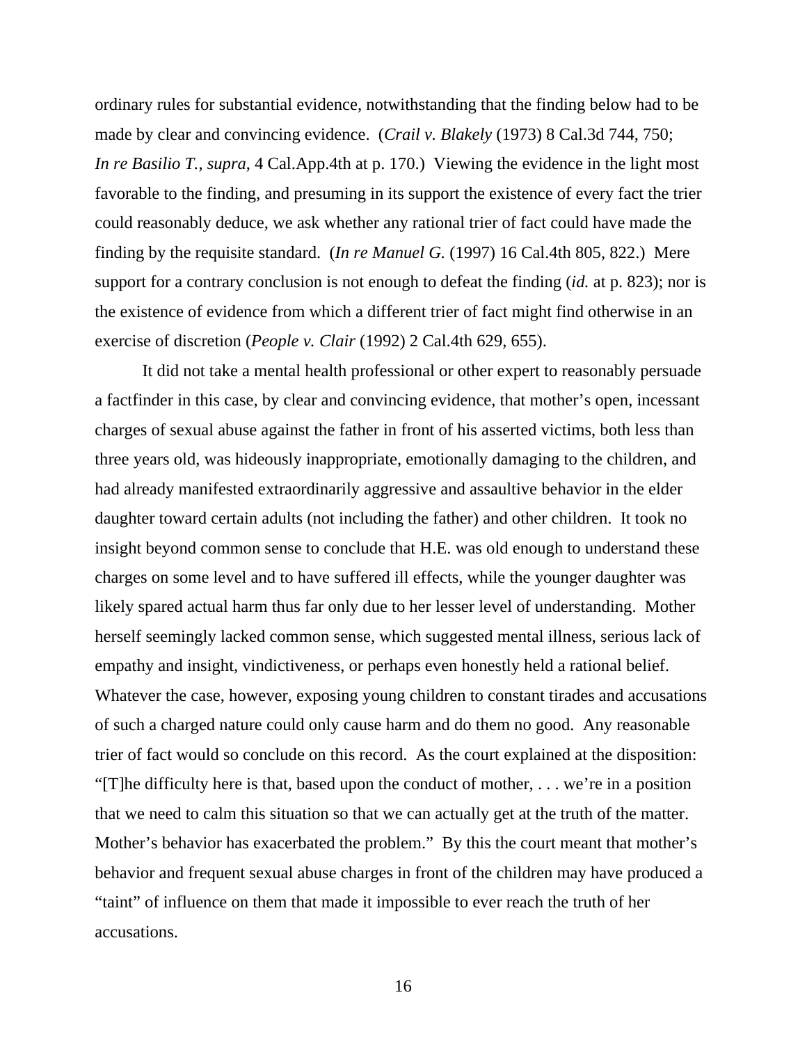ordinary rules for substantial evidence, notwithstanding that the finding below had to be made by clear and convincing evidence. (*Crail v. Blakely* (1973) 8 Cal.3d 744, 750; *In re Basilio T.*, *supra*, 4 Cal.App.4th at p. 170.) Viewing the evidence in the light most favorable to the finding, and presuming in its support the existence of every fact the trier could reasonably deduce, we ask whether any rational trier of fact could have made the finding by the requisite standard. (*In re Manuel G.* (1997) 16 Cal.4th 805, 822.) Mere support for a contrary conclusion is not enough to defeat the finding (*id.* at p. 823); nor is the existence of evidence from which a different trier of fact might find otherwise in an exercise of discretion (*People v. Clair* (1992) 2 Cal.4th 629, 655).

It did not take a mental health professional or other expert to reasonably persuade a factfinder in this case, by clear and convincing evidence, that mother's open, incessant charges of sexual abuse against the father in front of his asserted victims, both less than three years old, was hideously inappropriate, emotionally damaging to the children, and had already manifested extraordinarily aggressive and assaultive behavior in the elder daughter toward certain adults (not including the father) and other children. It took no insight beyond common sense to conclude that H.E. was old enough to understand these charges on some level and to have suffered ill effects, while the younger daughter was likely spared actual harm thus far only due to her lesser level of understanding. Mother herself seemingly lacked common sense, which suggested mental illness, serious lack of empathy and insight, vindictiveness, or perhaps even honestly held a rational belief. Whatever the case, however, exposing young children to constant tirades and accusations of such a charged nature could only cause harm and do them no good. Any reasonable trier of fact would so conclude on this record. As the court explained at the disposition: "[T]he difficulty here is that, based upon the conduct of mother, . . . we're in a position that we need to calm this situation so that we can actually get at the truth of the matter. Mother's behavior has exacerbated the problem." By this the court meant that mother's behavior and frequent sexual abuse charges in front of the children may have produced a "taint" of influence on them that made it impossible to ever reach the truth of her accusations.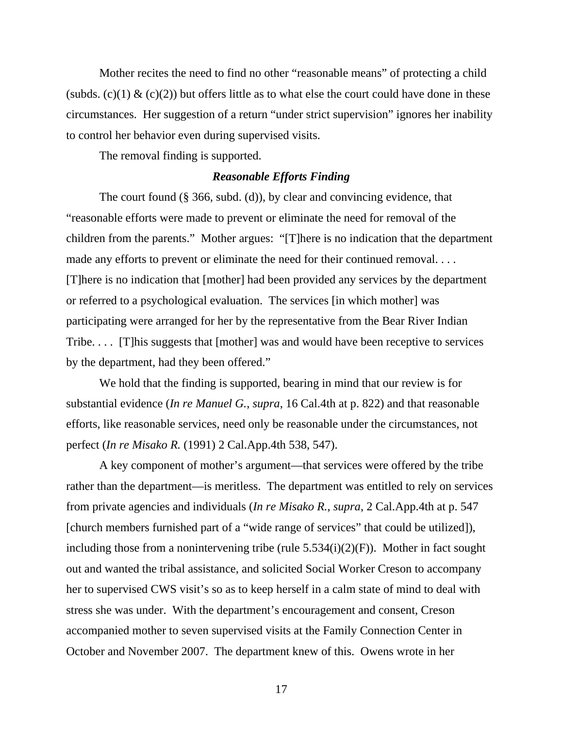Mother recites the need to find no other “reasonable means” of protecting a child (subds. (c)(1) & (c)(2)) but offers little as to what else the court could have done in these circumstances. Her suggestion of a return “under strict supervision” ignores her inability to control her behavior even during supervised visits.

The removal finding is supported.

### *Reasonable Efforts Finding*

The court found (§ 366, subd. (d)), by clear and convincing evidence, that “reasonable efforts were made to prevent or eliminate the need for removal of the children from the parents.” Mother argues: “[T]here is no indication that the department made any efforts to prevent or eliminate the need for their continued removal. . . . [T]here is no indication that [mother] had been provided any services by the department or referred to a psychological evaluation. The services [in which mother] was participating were arranged for her by the representative from the Bear River Indian Tribe. . . . [T]his suggests that [mother] was and would have been receptive to services by the department, had they been offered.”

We hold that the finding is supported, bearing in mind that our review is for substantial evidence (*In re Manuel G.*, *supra*, 16 Cal.4th at p. 822) and that reasonable efforts, like reasonable services, need only be reasonable under the circumstances, not perfect (*In re Misako R.* (1991) 2 Cal.App.4th 538, 547).

A key component of mother’s argument—that services were offered by the tribe rather than the department—is meritless. The department was entitled to rely on services from private agencies and individuals (*In re Misako R.*, *supra*, 2 Cal.App.4th at p. 547 [church members furnished part of a “wide range of services” that could be utilized]), including those from a nonintervening tribe (rule 5.534(i)(2)(F)). Mother in fact sought out and wanted the tribal assistance, and solicited Social Worker Creson to accompany her to supervised CWS visit’s so as to keep herself in a calm state of mind to deal with stress she was under. With the department’s encouragement and consent, Creson accompanied mother to seven supervised visits at the Family Connection Center in October and November 2007. The department knew of this. Owens wrote in her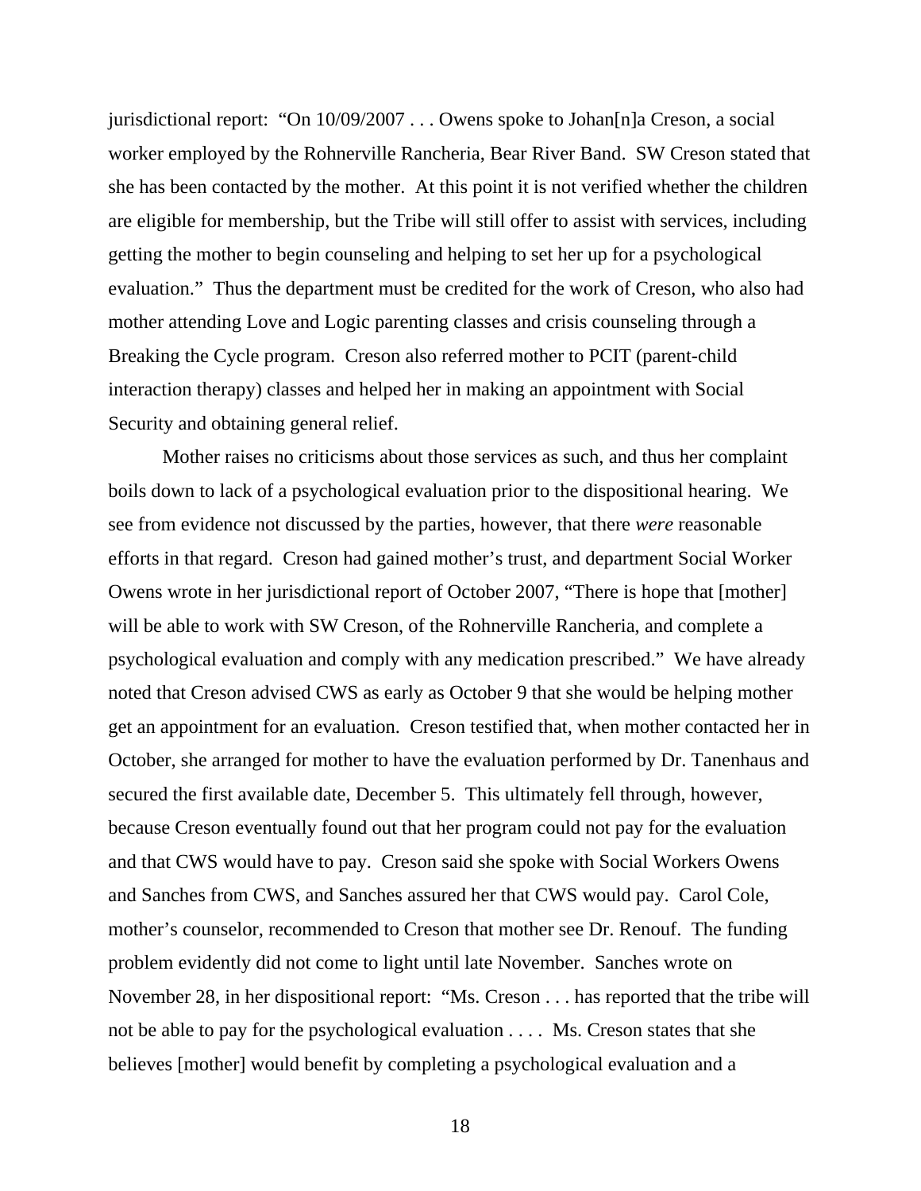jurisdictional report: "On 10/09/2007 . . . Owens spoke to Johan[n]a Creson, a social worker employed by the Rohnerville Rancheria, Bear River Band. SW Creson stated that she has been contacted by the mother. At this point it is not verified whether the children are eligible for membership, but the Tribe will still offer to assist with services, including getting the mother to begin counseling and helping to set her up for a psychological evaluation." Thus the department must be credited for the work of Creson, who also had mother attending Love and Logic parenting classes and crisis counseling through a Breaking the Cycle program. Creson also referred mother to PCIT (parent-child interaction therapy) classes and helped her in making an appointment with Social Security and obtaining general relief.

Mother raises no criticisms about those services as such, and thus her complaint boils down to lack of a psychological evaluation prior to the dispositional hearing. We see from evidence not discussed by the parties, however, that there *were* reasonable efforts in that regard. Creson had gained mother's trust, and department Social Worker Owens wrote in her jurisdictional report of October 2007, "There is hope that [mother] will be able to work with SW Creson, of the Rohnerville Rancheria, and complete a psychological evaluation and comply with any medication prescribed." We have already noted that Creson advised CWS as early as October 9 that she would be helping mother get an appointment for an evaluation. Creson testified that, when mother contacted her in October, she arranged for mother to have the evaluation performed by Dr. Tanenhaus and secured the first available date, December 5. This ultimately fell through, however, because Creson eventually found out that her program could not pay for the evaluation and that CWS would have to pay. Creson said she spoke with Social Workers Owens and Sanches from CWS, and Sanches assured her that CWS would pay. Carol Cole, mother's counselor, recommended to Creson that mother see Dr. Renouf. The funding problem evidently did not come to light until late November. Sanches wrote on November 28, in her dispositional report: "Ms. Creson . . . has reported that the tribe will not be able to pay for the psychological evaluation . . . . Ms. Creson states that she believes [mother] would benefit by completing a psychological evaluation and a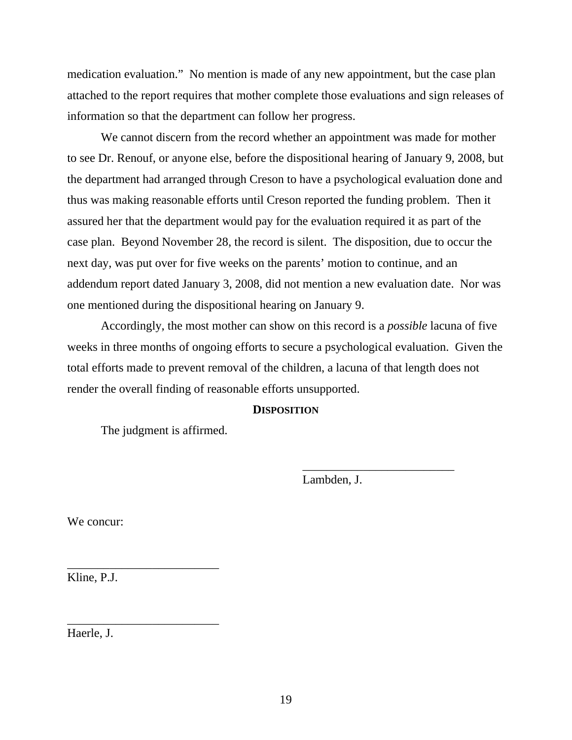medication evaluation." No mention is made of any new appointment, but the case plan attached to the report requires that mother complete those evaluations and sign releases of information so that the department can follow her progress.

We cannot discern from the record whether an appointment was made for mother to see Dr. Renouf, or anyone else, before the dispositional hearing of January 9, 2008, but the department had arranged through Creson to have a psychological evaluation done and thus was making reasonable efforts until Creson reported the funding problem. Then it assured her that the department would pay for the evaluation required it as part of the case plan. Beyond November 28, the record is silent. The disposition, due to occur the next day, was put over for five weeks on the parents' motion to continue, and an addendum report dated January 3, 2008, did not mention a new evaluation date. Nor was one mentioned during the dispositional hearing on January 9.

Accordingly, the most mother can show on this record is a *possible* lacuna of five weeks in three months of ongoing efforts to secure a psychological evaluation. Given the total efforts made to prevent removal of the children, a lacuna of that length does not render the overall finding of reasonable efforts unsupported.

**DISPOSITION**

The judgment is affirmed.

_________________________
Lambden, J.

We concur:

_________________________
Kline, P.J.

_________________________
Haerle, J.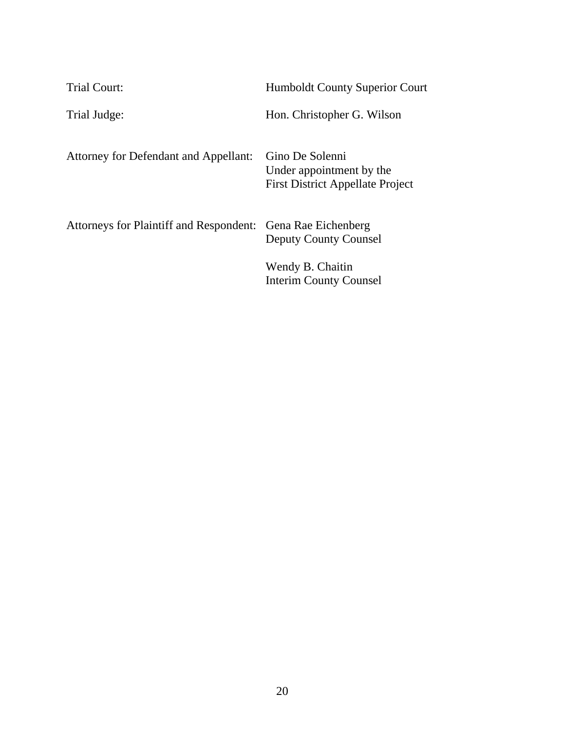| | |
|---|---|
| Trial Court: | Humboldt County Superior Court |
| Trial Judge: | Hon. Christopher G. Wilson |
| Attorney for Defendant and Appellant: | Gino De Solenni<br>Under appointment by the<br>First District Appellate Project |
| Attorneys for Plaintiff and Respondent: | Gena Rae Eichenberg<br>Deputy County Counsel<br><br>Wendy B. Chaitin<br>Interim County Counsel |